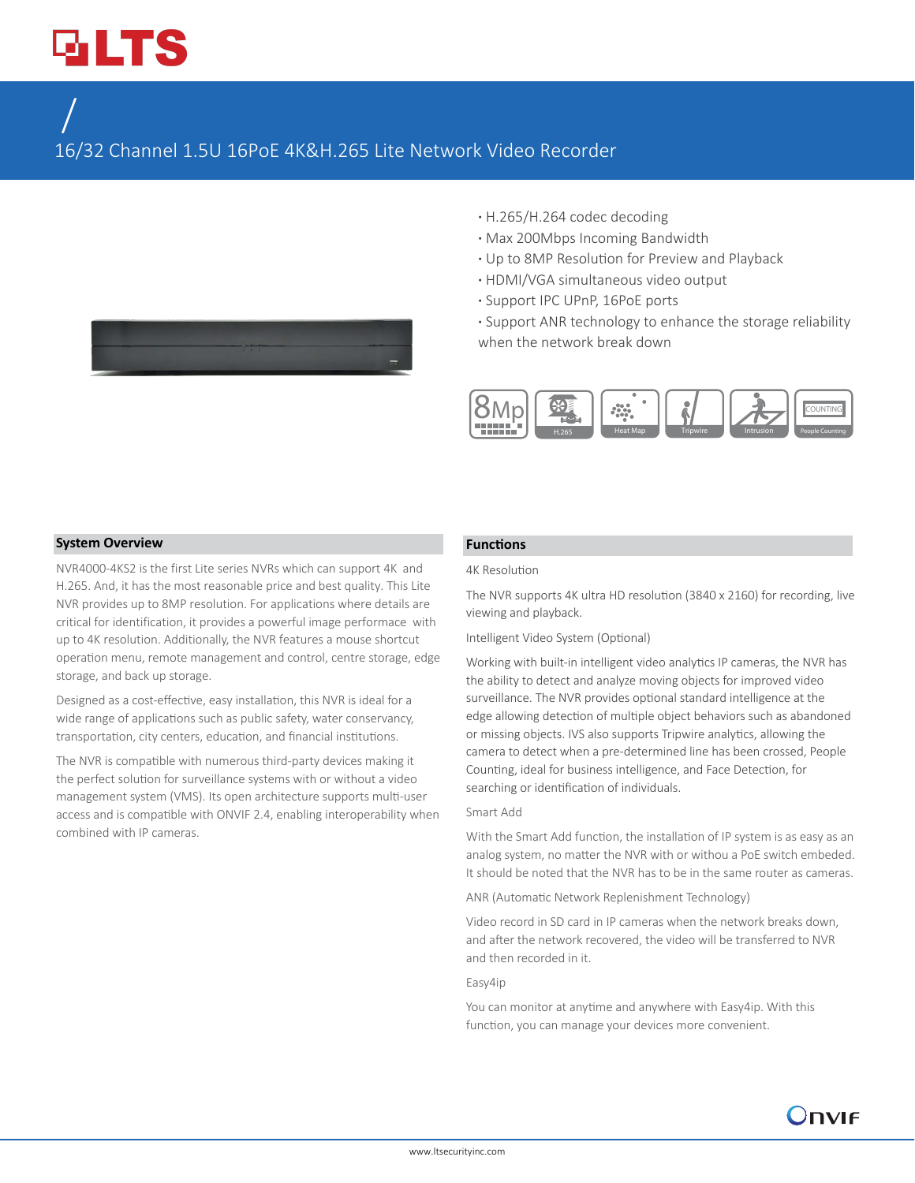# LTS

/

16/32 Channel 1.5U 16PoE 4K&H.265 Lite Network Video Recorder

- H.265/H.264 codec decoding
- Max 200Mbps Incoming Bandwidth
- Up to 8MP Resolution for Preview and Playback
- HDMI/VGA simultaneous video output
- Support IPC UPnP, 16PoE ports
- Support ANR technology to enhance the storage reliability when the network break down

8Mp | H.265 | Heat Map | Tripwire | Intrusion | People Counting

## System Overview

NVR4000-4KS2 is the first Lite series NVRs which can support 4K and H.265. And, it has the most reasonable price and best quality. This Lite NVR provides up to 8MP resolution. For applications where details are critical for identification, it provides a powerful image performace with up to 4K resolution. Additionally, the NVR features a mouse shortcut operation menu, remote management and control, centre storage, edge storage, and back up storage.

Designed as a cost-effective, easy installation, this NVR is ideal for a wide range of applications such as public safety, water conservancy, transportation, city centers, education, and financial institutions.

The NVR is compatible with numerous third-party devices making it the perfect solution for surveillance systems with or without a video management system (VMS). Its open architecture supports multi-user access and is compatible with ONVIF 2.4, enabling interoperability when combined with IP cameras.

## Functions

4K Resolution

The NVR supports 4K ultra HD resolution (3840 x 2160) for recording, live viewing and playback.

Intelligent Video System (Optional)

Working with built-in intelligent video analytics IP cameras, the NVR has the ability to detect and analyze moving objects for improved video surveillance. The NVR provides optional standard intelligence at the edge allowing detection of multiple object behaviors such as abandoned or missing objects. IVS also supports Tripwire analytics, allowing the camera to detect when a pre-determined line has been crossed, People Counting, ideal for business intelligence, and Face Detection, for searching or identification of individuals.

Smart Add

With the Smart Add function, the installation of IP system is as easy as an analog system, no matter the NVR with or withou a PoE switch embeded. It should be noted that the NVR has to be in the same router as cameras.

ANR (Automatic Network Replenishment Technology)

Video record in SD card in IP cameras when the network breaks down, and after the network recovered, the video will be transferred to NVR and then recorded in it.

Easy4ip

You can monitor at anytime and anywhere with Easy4ip. With this function, you can manage your devices more convenient.

ONVIF

www.ltsecurityinc.com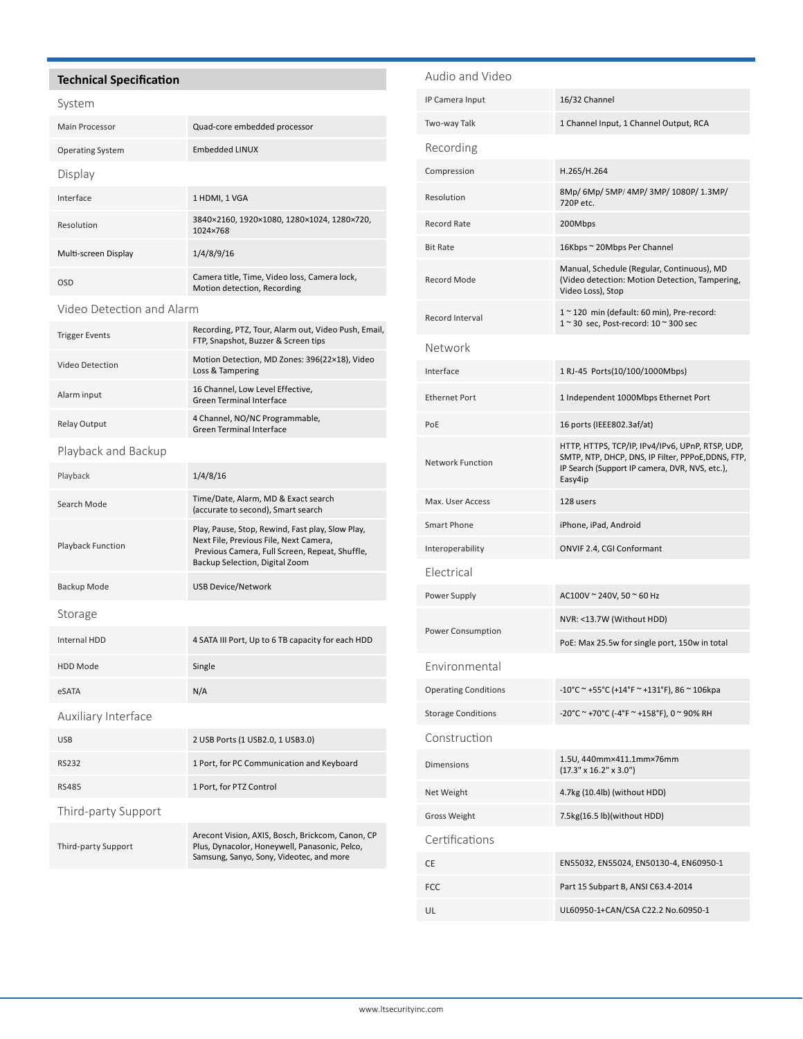## Technical Specification

### System

| | |
|---|---|
| Main Processor | Quad-core embedded processor |
| Operating System | Embedded LINUX |

### Display

| | |
|---|---|
| Interface | 1 HDMI, 1 VGA |
| Resolution | 3840×2160, 1920×1080, 1280×1024, 1280×720, 1024×768 |
| Multi-screen Display | 1/4/8/9/16 |
| OSD | Camera title, Time, Video loss, Camera lock, Motion detection, Recording |

### Video Detection and Alarm

| | |
|---|---|
| Trigger Events | Recording, PTZ, Tour, Alarm out, Video Push, Email, FTP, Snapshot, Buzzer & Screen tips |
| Video Detection | Motion Detection, MD Zones: 396(22×18), Video Loss & Tampering |
| Alarm input | 16 Channel, Low Level Effective, Green Terminal Interface |
| Relay Output | 4 Channel, NO/NC Programmable, Green Terminal Interface |

### Playback and Backup

| | |
|---|---|
| Playback | 1/4/8/16 |
| Search Mode | Time/Date, Alarm, MD & Exact search (accurate to second), Smart search |
| Playback Function | Play, Pause, Stop, Rewind, Fast play, Slow Play, Next File, Previous File, Next Camera, Previous Camera, Full Screen, Repeat, Shuffle, Backup Selection, Digital Zoom |
| Backup Mode | USB Device/Network |

### Storage

| | |
|---|---|
| Internal HDD | 4 SATA III Port, Up to 6 TB capacity for each HDD |
| HDD Mode | Single |
| eSATA | N/A |

### Auxiliary Interface

| | |
|---|---|
| USB | 2 USB Ports (1 USB2.0, 1 USB3.0) |
| RS232 | 1 Port, for PC Communication and Keyboard |
| RS485 | 1 Port, for PTZ Control |

### Third-party Support

| | |
|---|---|
| Third-party Support | Arecont Vision, AXIS, Bosch, Brickcom, Canon, CP Plus, Dynacolor, Honeywell, Panasonic, Pelco, Samsung, Sanyo, Sony, Videotec, and more |

### Audio and Video

| | |
|---|---|
| IP Camera Input | 16/32 Channel |
| Two-way Talk | 1 Channel Input, 1 Channel Output, RCA |

### Recording

| | |
|---|---|
| Compression | H.265/H.264 |
| Resolution | 8Mp/ 6Mp/ 5MP/ 4MP/ 3MP/ 1080P/ 1.3MP/ 720P etc. |
| Record Rate | 200Mbps |
| Bit Rate | 16Kbps ~ 20Mbps Per Channel |
| Record Mode | Manual, Schedule (Regular, Continuous), MD (Video detection: Motion Detection, Tampering, Video Loss), Stop |
| Record Interval | 1 ~ 120 min (default: 60 min), Pre-record: 1 ~ 30 sec, Post-record: 10 ~ 300 sec |

### Network

| | |
|---|---|
| Interface | 1 RJ-45 Ports(10/100/1000Mbps) |
| Ethernet Port | 1 Independent 1000Mbps Ethernet Port |
| PoE | 16 ports (IEEE802.3af/at) |
| Network Function | HTTP, HTTPS, TCP/IP, IPv4/IPv6, UPnP, RTSP, UDP, SMTP, NTP, DHCP, DNS, IP Filter, PPPoE,DDNS, FTP, IP Search (Support IP camera, DVR, NVS, etc.), Easy4ip |
| Max. User Access | 128 users |
| Smart Phone | iPhone, iPad, Android |
| Interoperability | ONVIF 2.4, CGI Conformant |

### Electrical

| | |
|---|---|
| Power Supply | AC100V ~ 240V, 50 ~ 60 Hz |
| Power Consumption | NVR: <13.7W (Without HDD) |
| | PoE: Max 25.5w for single port, 150w in total |

### Environmental

| | |
|---|---|
| Operating Conditions | -10°C ~ +55°C (+14°F ~ +131°F), 86 ~ 106kpa |
| Storage Conditions | -20°C ~ +70°C (-4°F ~ +158°F), 0 ~ 90% RH |

### Construction

| | |
|---|---|
| Dimensions | 1.5U, 440mm×411.1mm×76mm (17.3" x 16.2" x 3.0") |
| Net Weight | 4.7kg (10.4lb) (without HDD) |
| Gross Weight | 7.5kg(16.5 lb)(without HDD) |

### Certifications

| | |
|---|---|
| CE | EN55032, EN55024, EN50130-4, EN60950-1 |
| FCC | Part 15 Subpart B, ANSI C63.4-2014 |
| UL | UL60950-1+CAN/CSA C22.2 No.60950-1 |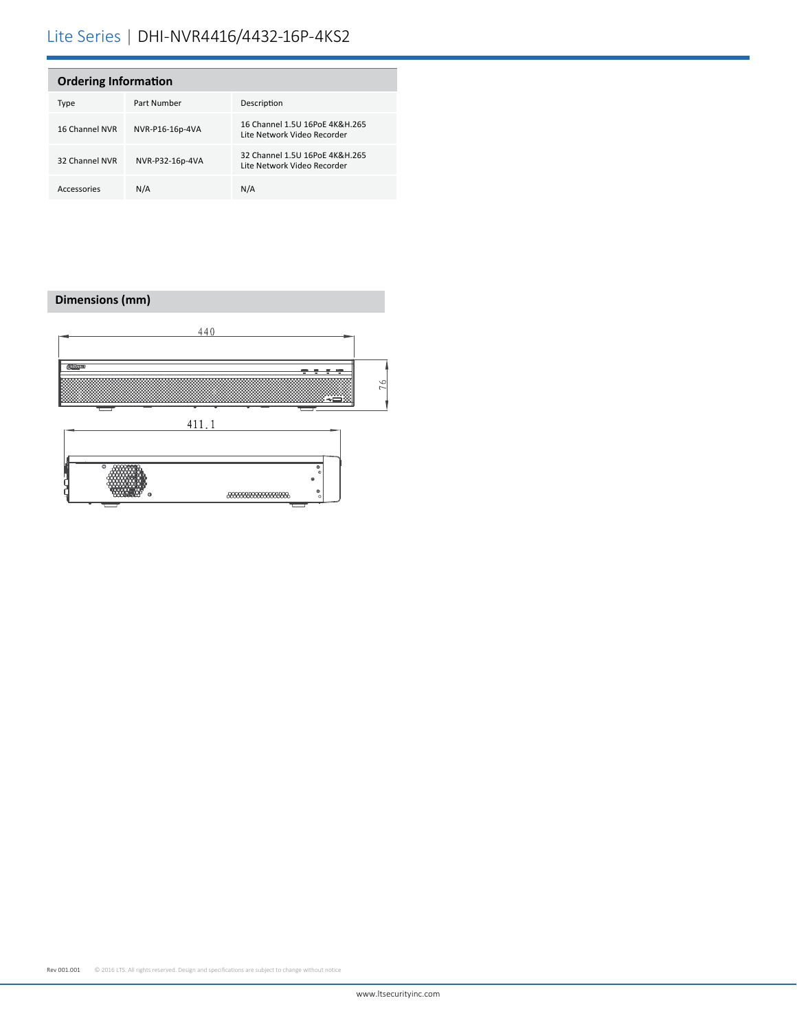## Ordering Information

| Type | Part Number | Description |
|---|---|---|
| 16 Channel NVR | NVR-P16-16p-4VA | 16 Channel 1.5U 16PoE 4K&H.265 Lite Network Video Recorder |
| 32 Channel NVR | NVR-P32-16p-4VA | 32 Channel 1.5U 16PoE 4K&H.265 Lite Network Video Recorder |
| Accessories | N/A | N/A |

## Dimensions (mm)

440

76

411.1

Rev 001.001 © 2016 LTS. All rights reserved. Design and specifications are subject to change without notice